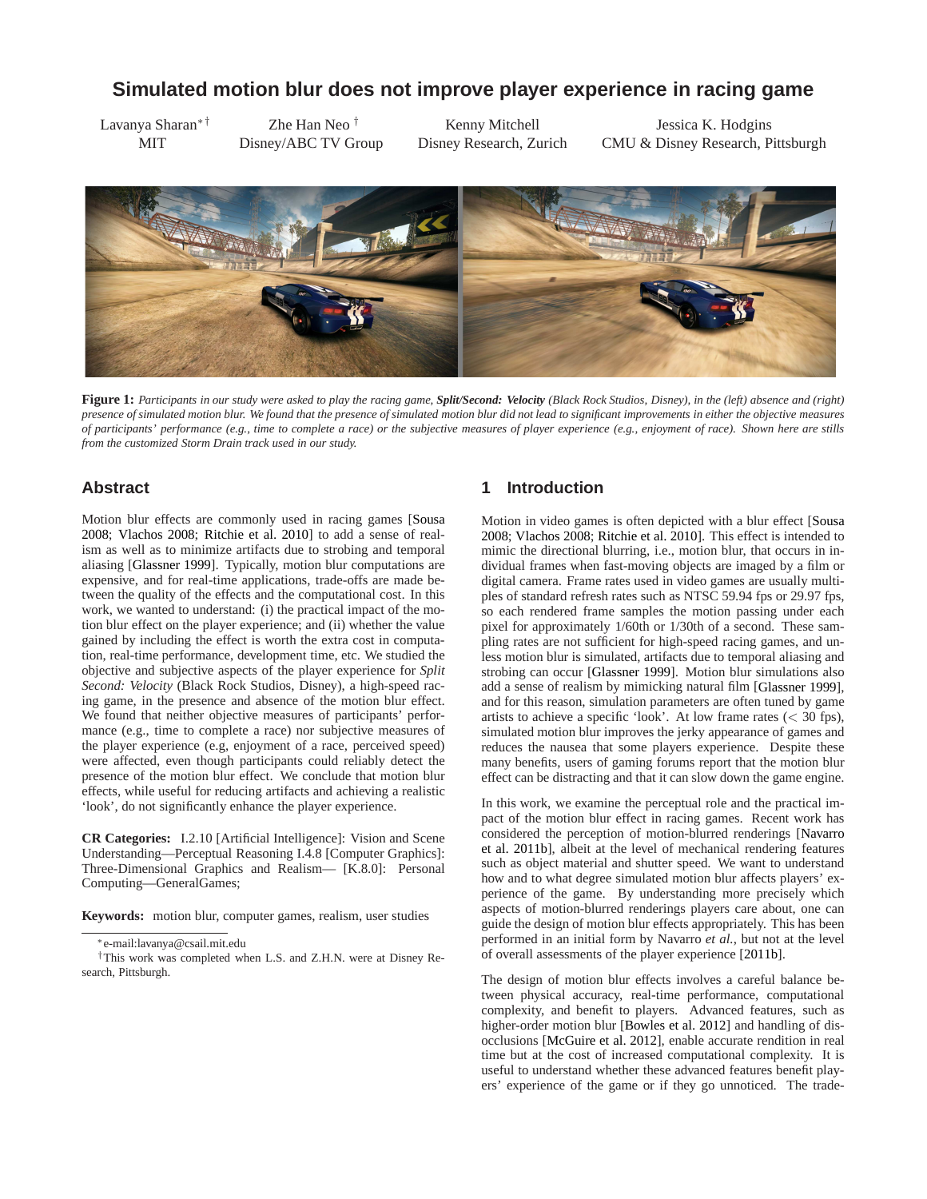# Simulated motion blur does not improve player experience in racing game

Lavanya Sharan[*] [†] MIT

Zhe Han Neo [†] Disney/ABC TV Group

Kenny Mitchell Disney Research, Zurich

Jessica K. Hodgins CMU & Disney Research, Pittsburgh

**Figure 1:** *Participants in our study were asked to play the racing game,* ***Split/Second: Velocity*** *(Black Rock Studios, Disney), in the (left) absence and (right) presence of simulated motion blur. We found that the presence of simulated motion blur did not lead to significant improvements in either the objective measures of participants' performance (e.g., time to complete a race) or the subjective measures of player experience (e.g., enjoyment of race). Shown here are stills from the customized Storm Drain track used in our study.*

## Abstract

Motion blur effects are commonly used in racing games [Sousa 2008; Vlachos 2008; Ritchie et al. 2010] to add a sense of realism as well as to minimize artifacts due to strobing and temporal aliasing [Glassner 1999]. Typically, motion blur computations are expensive, and for real-time applications, trade-offs are made between the quality of the effects and the computational cost. In this work, we wanted to understand: (i) the practical impact of the motion blur effect on the player experience; and (ii) whether the value gained by including the effect is worth the extra cost in computation, real-time performance, development time, etc. We studied the objective and subjective aspects of the player experience for *Split Second: Velocity* (Black Rock Studios, Disney), a high-speed racing game, in the presence and absence of the motion blur effect. We found that neither objective measures of participants' performance (e.g., time to complete a race) nor subjective measures of the player experience (e.g, enjoyment of a race, perceived speed) were affected, even though participants could reliably detect the presence of the motion blur effect. We conclude that motion blur effects, while useful for reducing artifacts and achieving a realistic 'look', do not significantly enhance the player experience.

**CR Categories:** I.2.10 [Artificial Intelligence]: Vision and Scene Understanding—Perceptual Reasoning I.4.8 [Computer Graphics]: Three-Dimensional Graphics and Realism— [K.8.0]: Personal Computing—GeneralGames;

**Keywords:** motion blur, computer games, realism, user studies

[*]e-mail:lavanya@csail.mit.edu

[†]This work was completed when L.S. and Z.H.N. were at Disney Research, Pittsburgh.

## 1 Introduction

Motion in video games is often depicted with a blur effect [Sousa 2008; Vlachos 2008; Ritchie et al. 2010]. This effect is intended to mimic the directional blurring, i.e., motion blur, that occurs in individual frames when fast-moving objects are imaged by a film or digital camera. Frame rates used in video games are usually multiples of standard refresh rates such as NTSC 59.94 fps or 29.97 fps, so each rendered frame samples the motion passing under each pixel for approximately 1/60th or 1/30th of a second. These sampling rates are not sufficient for high-speed racing games, and unless motion blur is simulated, artifacts due to temporal aliasing and strobing can occur [Glassner 1999]. Motion blur simulations also add a sense of realism by mimicking natural film [Glassner 1999], and for this reason, simulation parameters are often tuned by game artists to achieve a specific 'look'. At low frame rates (< 30 fps), simulated motion blur improves the jerky appearance of games and reduces the nausea that some players experience. Despite these many benefits, users of gaming forums report that the motion blur effect can be distracting and that it can slow down the game engine.

In this work, we examine the perceptual role and the practical impact of the motion blur effect in racing games. Recent work has considered the perception of motion-blurred renderings [Navarro et al. 2011b], albeit at the level of mechanical rendering features such as object material and shutter speed. We want to understand how and to what degree simulated motion blur affects players' experience of the game. By understanding more precisely which aspects of motion-blurred renderings players care about, one can guide the design of motion blur effects appropriately. This has been performed in an initial form by Navarro *et al.*, but not at the level of overall assessments of the player experience [2011b].

The design of motion blur effects involves a careful balance between physical accuracy, real-time performance, computational complexity, and benefit to players. Advanced features, such as higher-order motion blur [Bowles et al. 2012] and handling of disocclusions [McGuire et al. 2012], enable accurate rendition in real time but at the cost of increased computational complexity. It is useful to understand whether these advanced features benefit players' experience of the game or if they go unnoticed. The trade-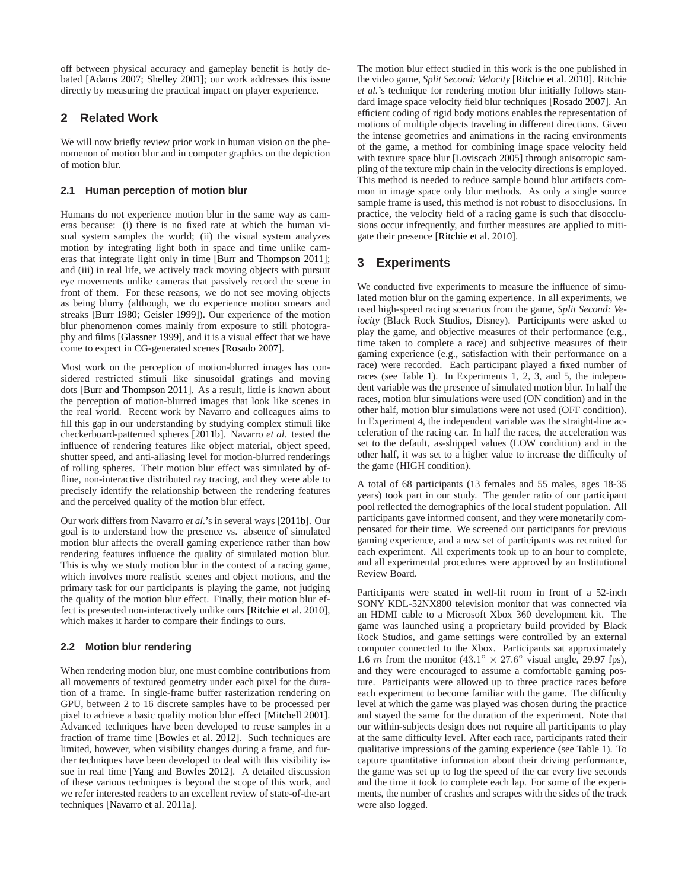off between physical accuracy and gameplay benefit is hotly debated [Adams 2007; Shelley 2001]; our work addresses this issue directly by measuring the practical impact on player experience.

## 2 Related Work

We will now briefly review prior work in human vision on the phenomenon of motion blur and in computer graphics on the depiction of motion blur.

### 2.1 Human perception of motion blur

Humans do not experience motion blur in the same way as cameras because: (i) there is no fixed rate at which the human visual system samples the world; (ii) the visual system analyzes motion by integrating light both in space and time unlike cameras that integrate light only in time [Burr and Thompson 2011]; and (iii) in real life, we actively track moving objects with pursuit eye movements unlike cameras that passively record the scene in front of them. For these reasons, we do not see moving objects as being blurry (although, we do experience motion smears and streaks [Burr 1980; Geisler 1999]). Our experience of the motion blur phenomenon comes mainly from exposure to still photography and films [Glassner 1999], and it is a visual effect that we have come to expect in CG-generated scenes [Rosado 2007].

Most work on the perception of motion-blurred images has considered restricted stimuli like sinusoidal gratings and moving dots [Burr and Thompson 2011]. As a result, little is known about the perception of motion-blurred images that look like scenes in the real world. Recent work by Navarro and colleagues aims to fill this gap in our understanding by studying complex stimuli like checkerboard-patterned spheres [2011b]. Navarro *et al.* tested the influence of rendering features like object material, object speed, shutter speed, and anti-aliasing level for motion-blurred renderings of rolling spheres. Their motion blur effect was simulated by offline, non-interactive distributed ray tracing, and they were able to precisely identify the relationship between the rendering features and the perceived quality of the motion blur effect.

Our work differs from Navarro *et al.*'s in several ways [2011b]. Our goal is to understand how the presence vs. absence of simulated motion blur affects the overall gaming experience rather than how rendering features influence the quality of simulated motion blur. This is why we study motion blur in the context of a racing game, which involves more realistic scenes and object motions, and the primary task for our participants is playing the game, not judging the quality of the motion blur effect. Finally, their motion blur effect is presented non-interactively unlike ours [Ritchie et al. 2010], which makes it harder to compare their findings to ours.

### 2.2 Motion blur rendering

When rendering motion blur, one must combine contributions from all movements of textured geometry under each pixel for the duration of a frame. In single-frame buffer rasterization rendering on GPU, between 2 to 16 discrete samples have to be processed per pixel to achieve a basic quality motion blur effect [Mitchell 2001]. Advanced techniques have been developed to reuse samples in a fraction of frame time [Bowles et al. 2012]. Such techniques are limited, however, when visibility changes during a frame, and further techniques have been developed to deal with this visibility issue in real time [Yang and Bowles 2012]. A detailed discussion of these various techniques is beyond the scope of this work, and we refer interested readers to an excellent review of state-of-the-art techniques [Navarro et al. 2011a].

The motion blur effect studied in this work is the one published in the video game, *Split Second: Velocity* [Ritchie et al. 2010]. Ritchie *et al.*'s technique for rendering motion blur initially follows standard image space velocity field blur techniques [Rosado 2007]. An efficient coding of rigid body motions enables the representation of motions of multiple objects traveling in different directions. Given the intense geometries and animations in the racing environments of the game, a method for combining image space velocity field with texture space blur [Loviscach 2005] through anisotropic sampling of the texture mip chain in the velocity directions is employed. This method is needed to reduce sample bound blur artifacts common in image space only blur methods. As only a single source sample frame is used, this method is not robust to disocclusions. In practice, the velocity field of a racing game is such that disocclusions occur infrequently, and further measures are applied to mitigate their presence [Ritchie et al. 2010].

## 3 Experiments

We conducted five experiments to measure the influence of simulated motion blur on the gaming experience. In all experiments, we used high-speed racing scenarios from the game, *Split Second: Velocity* (Black Rock Studios, Disney). Participants were asked to play the game, and objective measures of their performance (e.g., time taken to complete a race) and subjective measures of their gaming experience (e.g., satisfaction with their performance on a race) were recorded. Each participant played a fixed number of races (see Table 1). In Experiments 1, 2, 3, and 5, the independent variable was the presence of simulated motion blur. In half the races, motion blur simulations were used (ON condition) and in the other half, motion blur simulations were not used (OFF condition). In Experiment 4, the independent variable was the straight-line acceleration of the racing car. In half the races, the acceleration was set to the default, as-shipped values (LOW condition) and in the other half, it was set to a higher value to increase the difficulty of the game (HIGH condition).

A total of 68 participants (13 females and 55 males, ages 18-35 years) took part in our study. The gender ratio of our participant pool reflected the demographics of the local student population. All participants gave informed consent, and they were monetarily compensated for their time. We screened our participants for previous gaming experience, and a new set of participants was recruited for each experiment. All experiments took up to an hour to complete, and all experimental procedures were approved by an Institutional Review Board.

Participants were seated in well-lit room in front of a 52-inch SONY KDL-52NX800 television monitor that was connected via an HDMI cable to a Microsoft Xbox 360 development kit. The game was launched using a proprietary build provided by Black Rock Studios, and game settings were controlled by an external computer connected to the Xbox. Participants sat approximately 1.6 $m$ from the monitor ($43.1^\circ \times 27.6^\circ$ visual angle, 29.97 fps), and they were encouraged to assume a comfortable gaming posture. Participants were allowed up to three practice races before each experiment to become familiar with the game. The difficulty level at which the game was played was chosen during the practice and stayed the same for the duration of the experiment. Note that our within-subjects design does not require all participants to play at the same difficulty level. After each race, participants rated their qualitative impressions of the gaming experience (see Table 1). To capture quantitative information about their driving performance, the game was set up to log the speed of the car every five seconds and the time it took to complete each lap. For some of the experiments, the number of crashes and scrapes with the sides of the track were also logged.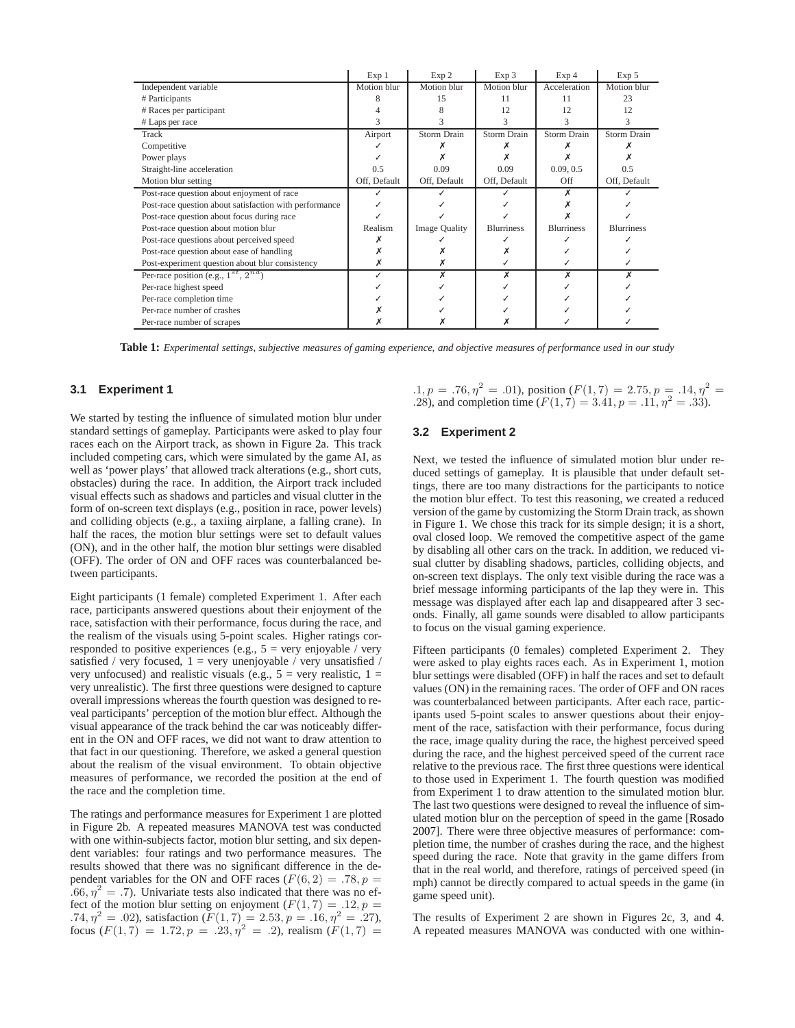| | Exp 1 | Exp 2 | Exp 3 | Exp 4 | Exp 5 |
|---|---|---|---|---|---|
| Independent variable | Motion blur | Motion blur | Motion blur | Acceleration | Motion blur |
| # Participants | 8 | 15 | 11 | 11 | 23 |
| # Races per participant | 4 | 8 | 12 | 12 | 12 |
| # Laps per race | 3 | 3 | 3 | 3 | 3 |
| Track | Airport | Storm Drain | Storm Drain | Storm Drain | Storm Drain |
| Competitive | ✓ | ✗ | ✗ | ✗ | ✗ |
| Power plays | ✓ | ✗ | ✗ | ✗ | ✗ |
| Straight-line acceleration | 0.5 | 0.09 | 0.09 | 0.09, 0.5 | 0.5 |
| Motion blur setting | Off, Default | Off, Default | Off, Default | Off | Off, Default |
| Post-race question about enjoyment of race | ✓ | ✓ | ✓ | ✗ | ✓ |
| Post-race question about satisfaction with performance | ✓ | ✓ | ✓ | ✗ | ✓ |
| Post-race question about focus during race | ✓ | ✓ | ✓ | ✗ | ✓ |
| Post-race question about motion blur | Realism | Image Quality | Blurriness | Blurriness | Blurriness |
| Post-race questions about perceived speed | ✗ | ✓ | ✓ | ✓ | ✓ |
| Post-race question about ease of handling | ✗ | ✗ | ✗ | ✓ | ✓ |
| Post-experiment question about blur consistency | ✗ | ✗ | ✓ | ✓ | ✓ |
| Per-race position (e.g., $1^{st}$, $2^{nd}$) | ✓ | ✗ | ✗ | ✗ | ✗ |
| Per-race highest speed | ✓ | ✓ | ✓ | ✓ | ✓ |
| Per-race completion time | ✓ | ✓ | ✓ | ✓ | ✓ |
| Per-race number of crashes | ✗ | ✓ | ✓ | ✓ | ✓ |
| Per-race number of scrapes | ✗ | ✗ | ✗ | ✓ | ✓ |

**Table 1:** *Experimental settings, subjective measures of gaming experience, and objective measures of performance used in our study*

### 3.1 Experiment 1

We started by testing the influence of simulated motion blur under standard settings of gameplay. Participants were asked to play four races each on the Airport track, as shown in Figure 2a. This track included competing cars, which were simulated by the game AI, as well as 'power plays' that allowed track alterations (e.g., short cuts, obstacles) during the race. In addition, the Airport track included visual effects such as shadows and particles and visual clutter in the form of on-screen text displays (e.g., position in race, power levels) and colliding objects (e.g., a taxiing airplane, a falling crane). In half the races, the motion blur settings were set to default values (ON), and in the other half, the motion blur settings were disabled (OFF). The order of ON and OFF races was counterbalanced between participants.

Eight participants (1 female) completed Experiment 1. After each race, participants answered questions about their enjoyment of the race, satisfaction with their performance, focus during the race, and the realism of the visuals using 5-point scales. Higher ratings corresponded to positive experiences (e.g., 5 = very enjoyable / very satisfied / very focused, 1 = very unenjoyable / very unsatisfied / very unfocused) and realistic visuals (e.g., 5 = very realistic, 1 = very unrealistic). The first three questions were designed to capture overall impressions whereas the fourth question was designed to reveal participants' perception of the motion blur effect. Although the visual appearance of the track behind the car was noticeably different in the ON and OFF races, we did not want to draw attention to that fact in our questioning. Therefore, we asked a general question about the realism of the visual environment. To obtain objective measures of performance, we recorded the position at the end of the race and the completion time.

The ratings and performance measures for Experiment 1 are plotted in Figure 2b. A repeated measures MANOVA test was conducted with one within-subjects factor, motion blur setting, and six dependent variables: four ratings and two performance measures. The results showed that there was no significant difference in the dependent variables for the ON and OFF races ($F(6, 2) = .78, p = .66, \eta^2 = .7$). Univariate tests also indicated that there was no effect of the motion blur setting on enjoyment ($F(1, 7) = .12, p = .74, \eta^2 = .02$), satisfaction ($F(1, 7) = 2.53, p = .16, \eta^2 = .27$), focus ($F(1, 7) = 1.72, p = .23, \eta^2 = .2$), realism ($F(1, 7) = .1, p = .76, \eta^2 = .01$), position ($F(1, 7) = 2.75, p = .14, \eta^2 = .28$), and completion time ($F(1, 7) = 3.41, p = .11, \eta^2 = .33$).

### 3.2 Experiment 2

Next, we tested the influence of simulated motion blur under reduced settings of gameplay. It is plausible that under default settings, there are too many distractions for the participants to notice the motion blur effect. To test this reasoning, we created a reduced version of the game by customizing the Storm Drain track, as shown in Figure 1. We chose this track for its simple design; it is a short, oval closed loop. We removed the competitive aspect of the game by disabling all other cars on the track. In addition, we reduced visual clutter by disabling shadows, particles, colliding objects, and on-screen text displays. The only text visible during the race was a brief message informing participants of the lap they were in. This message was displayed after each lap and disappeared after 3 seconds. Finally, all game sounds were disabled to allow participants to focus on the visual gaming experience.

Fifteen participants (0 females) completed Experiment 2. They were asked to play eights races each. As in Experiment 1, motion blur settings were disabled (OFF) in half the races and set to default values (ON) in the remaining races. The order of OFF and ON races was counterbalanced between participants. After each race, participants used 5-point scales to answer questions about their enjoyment of the race, satisfaction with their performance, focus during the race, image quality during the race, the highest perceived speed during the race, and the highest perceived speed of the current race relative to the previous race. The first three questions were identical to those used in Experiment 1. The fourth question was modified from Experiment 1 to draw attention to the simulated motion blur. The last two questions were designed to reveal the influence of simulated motion blur on the perception of speed in the game [Rosado 2007]. There were three objective measures of performance: completion time, the number of crashes during the race, and the highest speed during the race. Note that gravity in the game differs from that in the real world, and therefore, ratings of perceived speed (in mph) cannot be directly compared to actual speeds in the game (in game speed unit).

The results of Experiment 2 are shown in Figures 2c, 3, and 4. A repeated measures MANOVA was conducted with one within-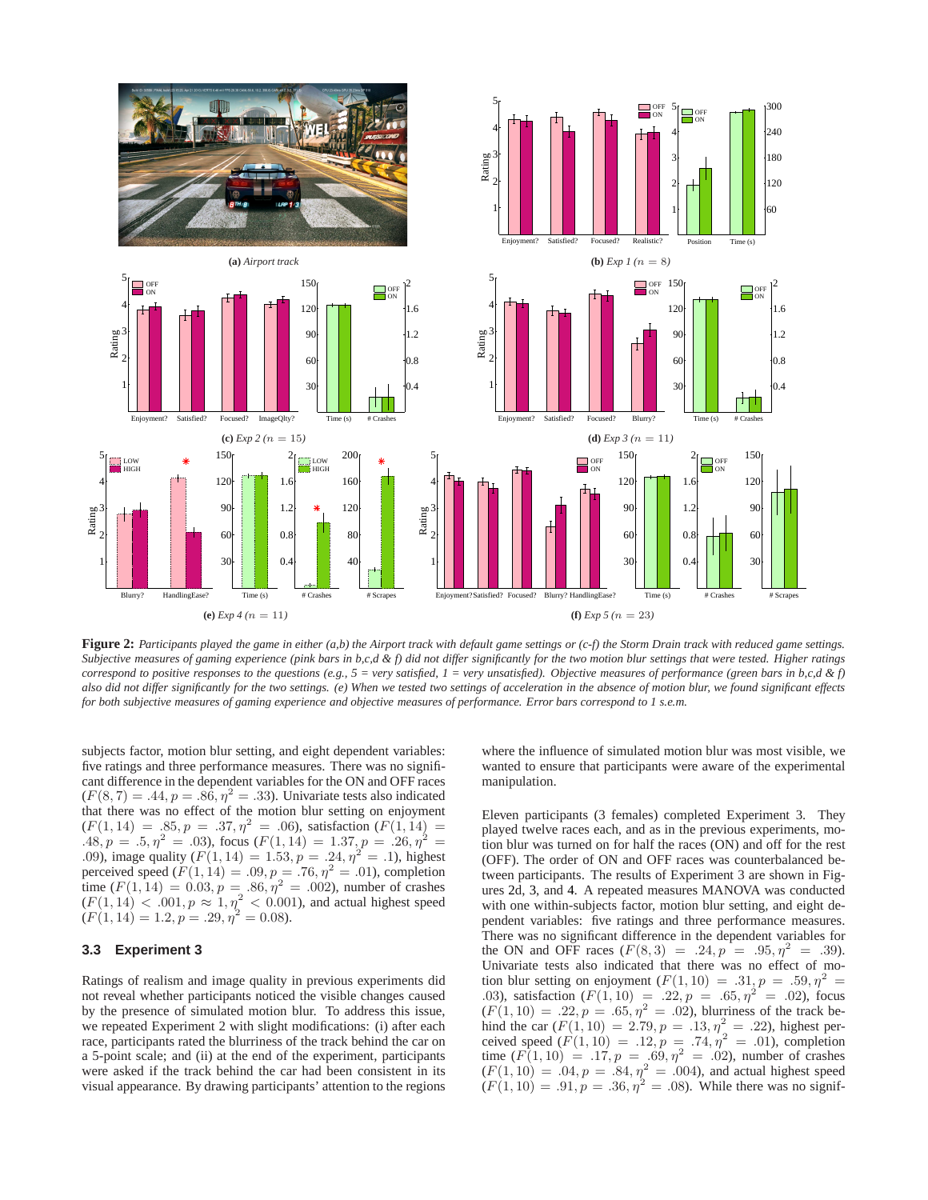**Figure 2:** *Participants played the game in either (a,b) the Airport track with default game settings or (c-f) the Storm Drain track with reduced game settings. Subjective measures of gaming experience (pink bars in b,c,d & f) did not differ significantly for the two motion blur settings that were tested. Higher ratings correspond to positive responses to the questions (e.g., 5 = very satisfied, 1 = very unsatisfied). Objective measures of performance (green bars in b,c,d & f) also did not differ significantly for the two settings. (e) When we tested two settings of acceleration in the absence of motion blur, we found significant effects for both subjective measures of gaming experience and objective measures of performance. Error bars correspond to 1 s.e.m.*

subjects factor, motion blur setting, and eight dependent variables: five ratings and three performance measures. There was no significant difference in the dependent variables for the ON and OFF races ($F(8, 7) = .44, p = .86, \eta^2 = .33$). Univariate tests also indicated that there was no effect of the motion blur setting on enjoyment ($F(1, 14) = .85, p = .37, \eta^2 = .06$), satisfaction ($F(1, 14) = .48, p = .5, \eta^2 = .03$), focus ($F(1, 14) = 1.37, p = .26, \eta^2 = .09$), image quality ($F(1, 14) = 1.53, p = .24, \eta^2 = .1$), highest perceived speed ($F(1, 14) = .09, p = .76, \eta^2 = .01$), completion time ($F(1, 14) = 0.03, p = .86, \eta^2 = .002$), number of crashes ($F(1, 14) < .001, p \approx 1, \eta^2 < 0.001$), and actual highest speed ($F(1, 14) = 1.2, p = .29, \eta^2 = 0.08$).

### 3.3 Experiment 3

Ratings of realism and image quality in previous experiments did not reveal whether participants noticed the visible changes caused by the presence of simulated motion blur. To address this issue, we repeated Experiment 2 with slight modifications: (i) after each race, participants rated the blurriness of the track behind the car on a 5-point scale; and (ii) at the end of the experiment, participants were asked if the track behind the car had been consistent in its visual appearance. By drawing participants' attention to the regions where the influence of simulated motion blur was most visible, we wanted to ensure that participants were aware of the experimental manipulation.

Eleven participants (3 females) completed Experiment 3. They played twelve races each, and as in the previous experiments, motion blur was turned on for half the races (ON) and off for the rest (OFF). The order of ON and OFF races was counterbalanced between participants. The results of Experiment 3 are shown in Figures 2d, 3, and 4. A repeated measures MANOVA was conducted with one within-subjects factor, motion blur setting, and eight dependent variables: five ratings and three performance measures. There was no significant difference in the dependent variables for the ON and OFF races ($F(8, 3) = .24, p = .95, \eta^2 = .39$). Univariate tests also indicated that there was no effect of motion blur setting on enjoyment ($F(1, 10) = .31, p = .59, \eta^2 = .03$), satisfaction ($F(1, 10) = .22, p = .65, \eta^2 = .02$), focus ($F(1, 10) = .22, p = .65, \eta^2 = .02$), blurriness of the track behind the car ($F(1, 10) = 2.79, p = .13, \eta^2 = .22$), highest perceived speed ($F(1, 10) = .12, p = .74, \eta^2 = .01$), completion time ($F(1, 10) = .17, p = .69, \eta^2 = .02$), number of crashes ($F(1, 10) = .04, p = .84, \eta^2 = .004$), and actual highest speed ($F(1, 10) = .91, p = .36, \eta^2 = .08$). While there was no signif-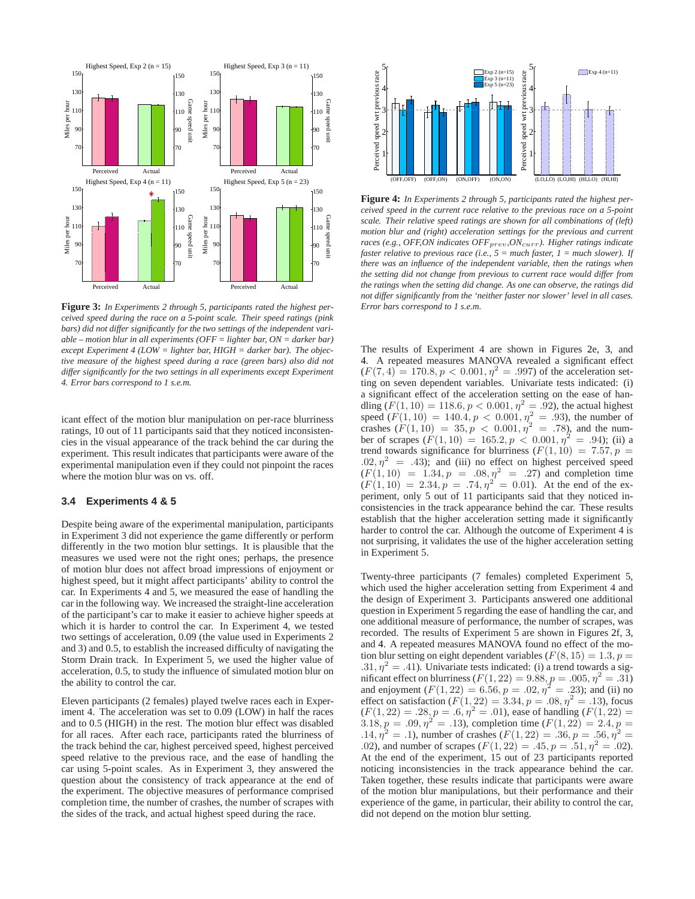**Figure 3:** *In Experiments 2 through 5, participants rated the highest perceived speed during the race on a 5-point scale. Their speed ratings (pink bars) did not differ significantly for the two settings of the independent variable – motion blur in all experiments (OFF = lighter bar, ON = darker bar) except Experiment 4 (LOW = lighter bar, HIGH = darker bar). The objective measure of the highest speed during a race (green bars) also did not differ significantly for the two settings in all experiments except Experiment 4. Error bars correspond to 1 s.e.m.*

icant effect of the motion blur manipulation on per-race blurriness ratings, 10 out of 11 participants said that they noticed inconsistencies in the visual appearance of the track behind the car during the experiment. This result indicates that participants were aware of the experimental manipulation even if they could not pinpoint the races where the motion blur was on vs. off.

### 3.4 Experiments 4 & 5

Despite being aware of the experimental manipulation, participants in Experiment 3 did not experience the game differently or perform differently in the two motion blur settings. It is plausible that the measures we used were not the right ones; perhaps, the presence of motion blur does not affect broad impressions of enjoyment or highest speed, but it might affect participants' ability to control the car. In Experiments 4 and 5, we measured the ease of handling the car in the following way. We increased the straight-line acceleration of the participant's car to make it easier to achieve higher speeds at which it is harder to control the car. In Experiment 4, we tested two settings of acceleration, 0.09 (the value used in Experiments 2 and 3) and 0.5, to establish the increased difficulty of navigating the Storm Drain track. In Experiment 5, we used the higher value of acceleration, 0.5, to study the influence of simulated motion blur on the ability to control the car.

Eleven participants (2 females) played twelve races each in Experiment 4. The acceleration was set to 0.09 (LOW) in half the races and to 0.5 (HIGH) in the rest. The motion blur effect was disabled for all races. After each race, participants rated the blurriness of the track behind the car, highest perceived speed, highest perceived speed relative to the previous race, and the ease of handling the car using 5-point scales. As in Experiment 3, they answered the question about the consistency of track appearance at the end of the experiment. The objective measures of performance comprised completion time, the number of crashes, the number of scrapes with the sides of the track, and actual highest speed during the race.

**Figure 4:** *In Experiments 2 through 5, participants rated the highest perceived speed in the current race relative to the previous race on a 5-point scale. Their relative speed ratings are shown for all combinations of (left) motion blur and (right) acceleration settings for the previous and current races (e.g., OFF,ON indicates $OFF_{prev}$,$ON_{curr}$). Higher ratings indicate faster relative to previous race (i.e., 5 = much faster, 1 = much slower). If there was an influence of the independent variable, then the ratings when the setting did not change from previous to current race would differ from the ratings when the setting did change. As one can observe, the ratings did not differ significantly from the 'neither faster nor slower' level in all cases. Error bars correspond to 1 s.e.m.*

The results of Experiment 4 are shown in Figures 2e, 3, and 4. A repeated measures MANOVA revealed a significant effect ($F(7,4) = 170.8, p < 0.001, \eta^2 = .997$) of the acceleration setting on seven dependent variables. Univariate tests indicated: (i) a significant effect of the acceleration setting on the ease of handling ($F(1,10) = 118.6, p < 0.001, \eta^2 = .92$), the actual highest speed ($F(1,10) = 140.4, p < 0.001, \eta^2 = .93$), the number of crashes ($F(1,10) = 35, p < 0.001, \eta^2 = .78$), and the number of scrapes ($F(1,10) = 165.2, p < 0.001, \eta^2 = .94$); (ii) a trend towards significance for blurriness ($F(1,10) = 7.57, p = .02, \eta^2 = .43$); and (iii) no effect on highest perceived speed ($F(1,10) = 1.34, p = .08, \eta^2 = .27$) and completion time ($F(1,10) = 2.34, p = .74, \eta^2 = 0.01$). At the end of the experiment, only 5 out of 11 participants said that they noticed inconsistencies in the track appearance behind the car. These results establish that the higher acceleration setting made it significantly harder to control the car. Although the outcome of Experiment 4 is not surprising, it validates the use of the higher acceleration setting in Experiment 5.

Twenty-three participants (7 females) completed Experiment 5, which used the higher acceleration setting from Experiment 4 and the design of Experiment 3. Participants answered one additional question in Experiment 5 regarding the ease of handling the car, and one additional measure of performance, the number of scrapes, was recorded. The results of Experiment 5 are shown in Figures 2f, 3, and 4. A repeated measures MANOVA found no effect of the motion blur setting on eight dependent variables ($F(8,15) = 1.3, p = .31, \eta^2 = .41$). Univariate tests indicated: (i) a trend towards a significant effect on blurriness ($F(1,22) = 9.88, p = .005, \eta^2 = .31$) and enjoyment ($F(1,22) = 6.56, p = .02, \eta^2 = .23$); and (ii) no effect on satisfaction ($F(1,22) = 3.34, p = .08, \eta^2 = .13$), focus ($F(1,22) = .28, p = .6, \eta^2 = .01$), ease of handling ($F(1,22) = 3.18, p = .09, \eta^2 = .13$), completion time ($F(1,22) = 2.4, p = .14, \eta^2 = .1$), number of crashes ($F(1,22) = .36, p = .56, \eta^2 = .02$), and number of scrapes ($F(1,22) = .45, p = .51, \eta^2 = .02$). At the end of the experiment, 15 out of 23 participants reported noticing inconsistencies in the track appearance behind the car. Taken together, these results indicate that participants were aware of the motion blur manipulations, but their performance and their experience of the game, in particular, their ability to control the car, did not depend on the motion blur setting.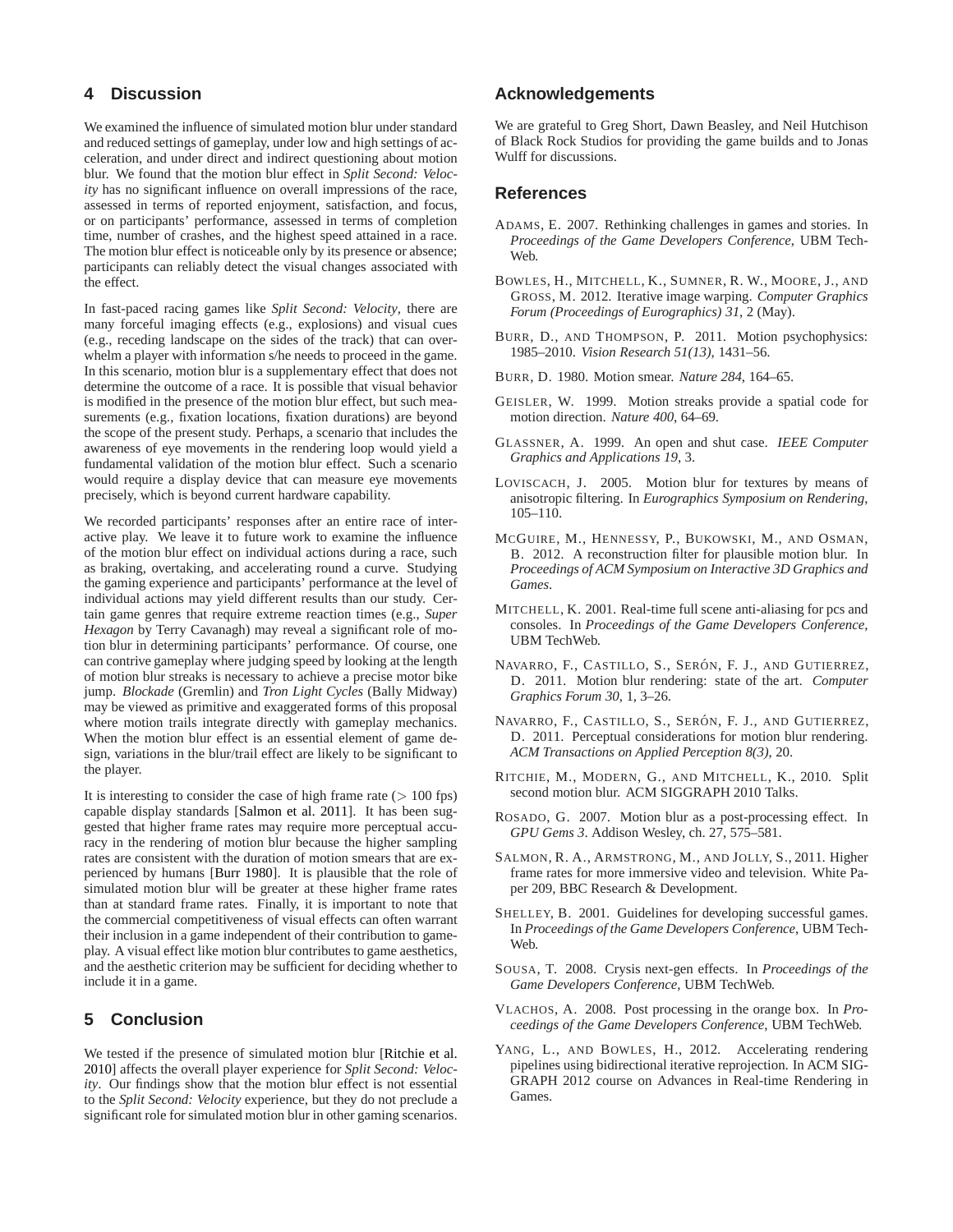## 4 Discussion

We examined the influence of simulated motion blur under standard and reduced settings of gameplay, under low and high settings of acceleration, and under direct and indirect questioning about motion blur. We found that the motion blur effect in *Split Second: Velocity* has no significant influence on overall impressions of the race, assessed in terms of reported enjoyment, satisfaction, and focus, or on participants' performance, assessed in terms of completion time, number of crashes, and the highest speed attained in a race. The motion blur effect is noticeable only by its presence or absence; participants can reliably detect the visual changes associated with the effect.

In fast-paced racing games like *Split Second: Velocity*, there are many forceful imaging effects (e.g., explosions) and visual cues (e.g., receding landscape on the sides of the track) that can overwhelm a player with information s/he needs to proceed in the game. In this scenario, motion blur is a supplementary effect that does not determine the outcome of a race. It is possible that visual behavior is modified in the presence of the motion blur effect, but such measurements (e.g., fixation locations, fixation durations) are beyond the scope of the present study. Perhaps, a scenario that includes the awareness of eye movements in the rendering loop would yield a fundamental validation of the motion blur effect. Such a scenario would require a display device that can measure eye movements precisely, which is beyond current hardware capability.

We recorded participants' responses after an entire race of interactive play. We leave it to future work to examine the influence of the motion blur effect on individual actions during a race, such as braking, overtaking, and accelerating round a curve. Studying the gaming experience and participants' performance at the level of individual actions may yield different results than our study. Certain game genres that require extreme reaction times (e.g., *Super Hexagon* by Terry Cavanagh) may reveal a significant role of motion blur in determining participants' performance. Of course, one can contrive gameplay where judging speed by looking at the length of motion blur streaks is necessary to achieve a precise motor bike jump. *Blockade* (Gremlin) and *Tron Light Cycles* (Bally Midway) may be viewed as primitive and exaggerated forms of this proposal where motion trails integrate directly with gameplay mechanics. When the motion blur effect is an essential element of game design, variations in the blur/trail effect are likely to be significant to the player.

It is interesting to consider the case of high frame rate ($> 100$ fps) capable display standards [Salmon et al. 2011]. It has been suggested that higher frame rates may require more perceptual accuracy in the rendering of motion blur because the higher sampling rates are consistent with the duration of motion smears that are experienced by humans [Burr 1980]. It is plausible that the role of simulated motion blur will be greater at these higher frame rates than at standard frame rates. Finally, it is important to note that the commercial competitiveness of visual effects can often warrant their inclusion in a game independent of their contribution to gameplay. A visual effect like motion blur contributes to game aesthetics, and the aesthetic criterion may be sufficient for deciding whether to include it in a game.

## 5 Conclusion

We tested if the presence of simulated motion blur [Ritchie et al. 2010] affects the overall player experience for *Split Second: Velocity*. Our findings show that the motion blur effect is not essential to the *Split Second: Velocity* experience, but they do not preclude a significant role for simulated motion blur in other gaming scenarios.

## Acknowledgements

We are grateful to Greg Short, Dawn Beasley, and Neil Hutchison of Black Rock Studios for providing the game builds and to Jonas Wulff for discussions.

## References

Adams, E. 2007. Rethinking challenges in games and stories. In *Proceedings of the Game Developers Conference*, UBM TechWeb.

Bowles, H., Mitchell, K., Sumner, R. W., Moore, J., and Gross, M. 2012. Iterative image warping. *Computer Graphics Forum (Proceedings of Eurographics) 31*, 2 (May).

Burr, D., and Thompson, P. 2011. Motion psychophysics: 1985–2010. *Vision Research 51(13)*, 1431–56.

Burr, D. 1980. Motion smear. *Nature 284*, 164–65.

Geisler, W. 1999. Motion streaks provide a spatial code for motion direction. *Nature 400*, 64–69.

Glassner, A. 1999. An open and shut case. *IEEE Computer Graphics and Applications 19*, 3.

Loviscach, J. 2005. Motion blur for textures by means of anisotropic filtering. In *Eurographics Symposium on Rendering*, 105–110.

McGuire, M., Hennessy, P., Bukowski, M., and Osman, B. 2012. A reconstruction filter for plausible motion blur. In *Proceedings of ACM Symposium on Interactive 3D Graphics and Games*.

Mitchell, K. 2001. Real-time full scene anti-aliasing for pcs and consoles. In *Proceedings of the Game Developers Conference*, UBM TechWeb.

Navarro, F., Castillo, S., Serón, F. J., and Gutierrez, D. 2011. Motion blur rendering: state of the art. *Computer Graphics Forum 30*, 1, 3–26.

Navarro, F., Castillo, S., Serón, F. J., and Gutierrez, D. 2011. Perceptual considerations for motion blur rendering. *ACM Transactions on Applied Perception 8(3)*, 20.

Ritchie, M., Modern, G., and Mitchell, K., 2010. Split second motion blur. ACM SIGGRAPH 2010 Talks.

Rosado, G. 2007. Motion blur as a post-processing effect. In *GPU Gems 3*. Addison Wesley, ch. 27, 575–581.

Salmon, R. A., Armstrong, M., and Jolly, S., 2011. Higher frame rates for more immersive video and television. White Paper 209, BBC Research & Development.

Shelley, B. 2001. Guidelines for developing successful games. In *Proceedings of the Game Developers Conference*, UBM TechWeb.

Sousa, T. 2008. Crysis next-gen effects. In *Proceedings of the Game Developers Conference*, UBM TechWeb.

Vlachos, A. 2008. Post processing in the orange box. In *Proceedings of the Game Developers Conference*, UBM TechWeb.

Yang, L., and Bowles, H., 2012. Accelerating rendering pipelines using bidirectional iterative reprojection. In ACM SIGGRAPH 2012 course on Advances in Real-time Rendering in Games.